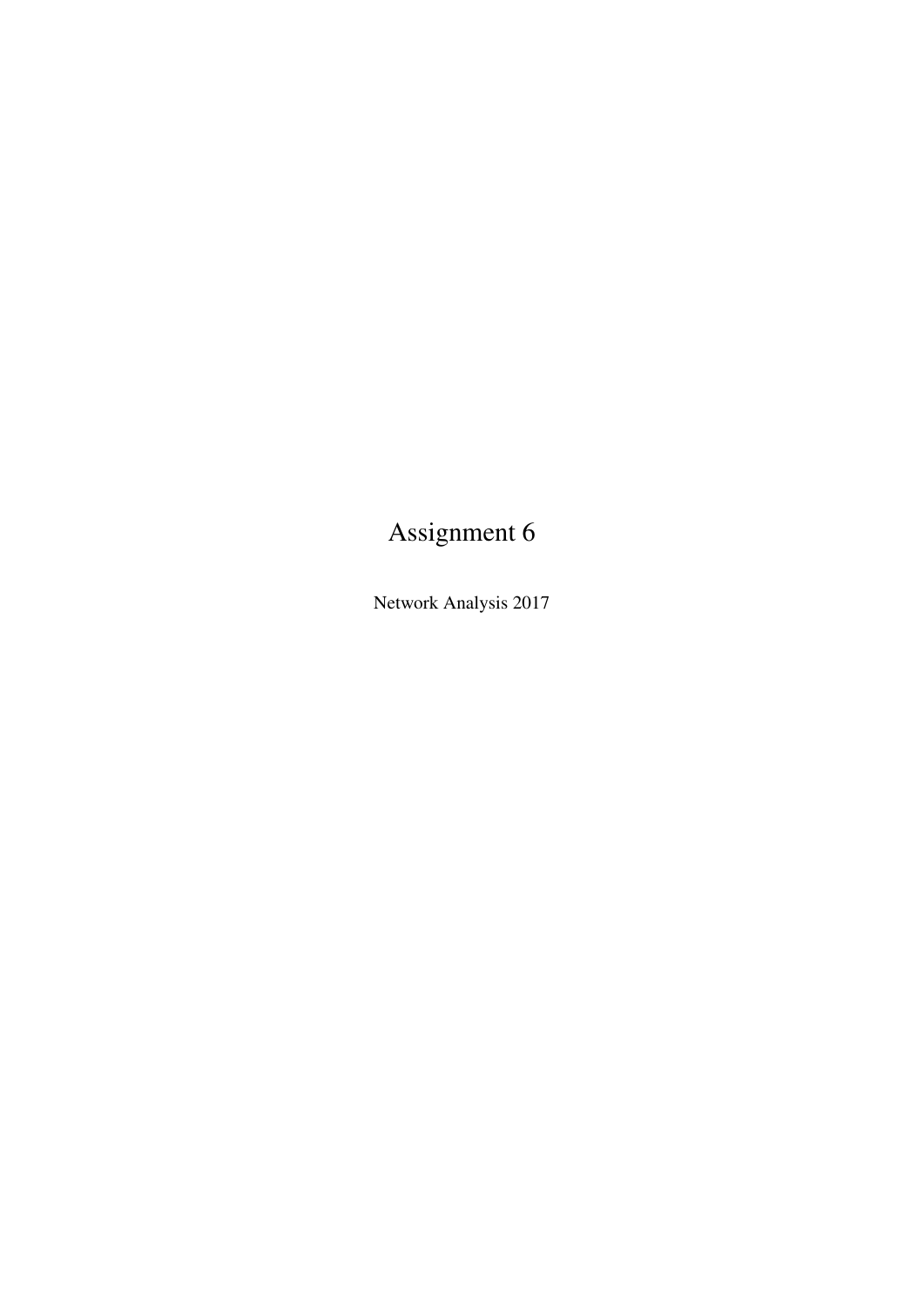# Assignment 6

Network Analysis 2017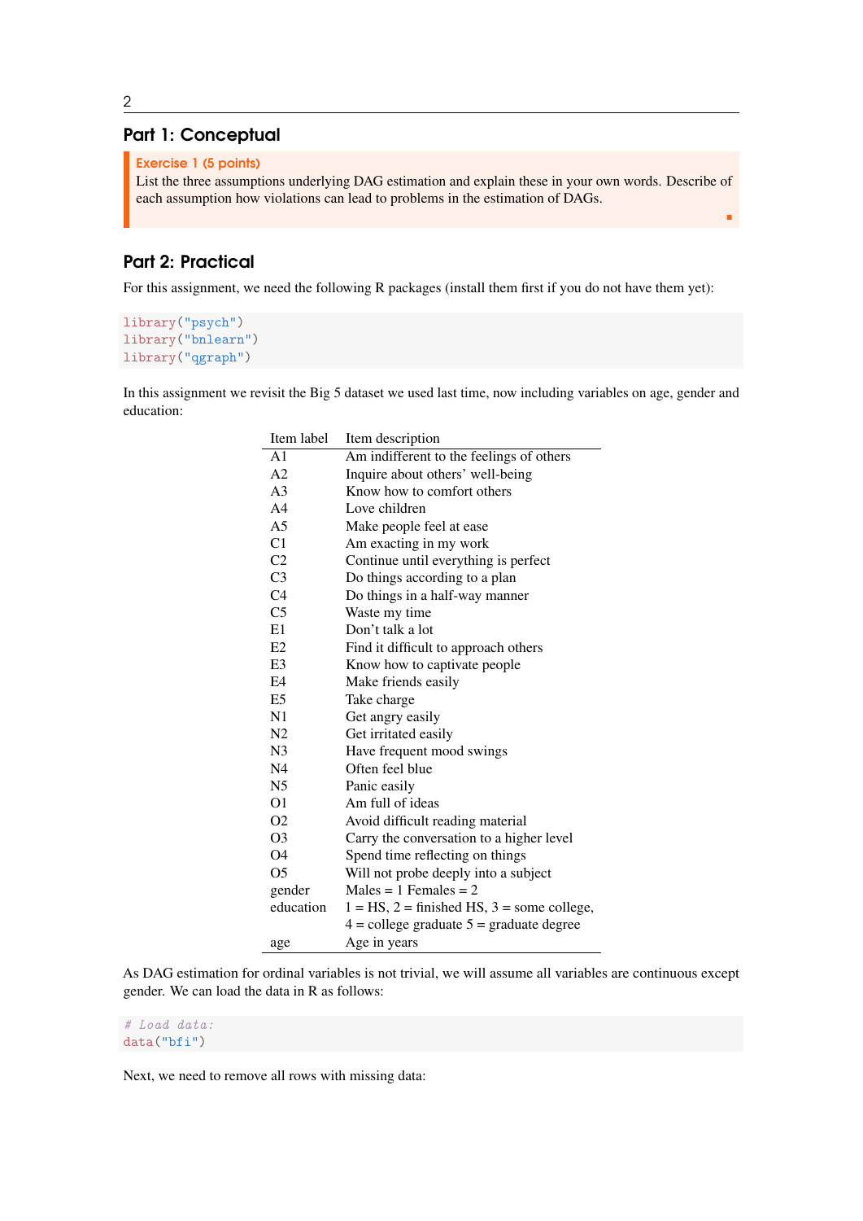## Part 1: Conceptual

**Exercise 1 (5 points)**
List the three assumptions underlying DAG estimation and explain these in your own words. Describe of each assumption how violations can lead to problems in the estimation of DAGs.

## Part 2: Practical

For this assignment, we need the following R packages (install them first if you do not have them yet):

```
library("psych")
library("bnlearn")
library("qgraph")
```

In this assignment we revisit the Big 5 dataset we used last time, now including variables on age, gender and education:

| Item label | Item description |
|---|---|
| A1 | Am indifferent to the feelings of others |
| A2 | Inquire about others' well-being |
| A3 | Know how to comfort others |
| A4 | Love children |
| A5 | Make people feel at ease |
| C1 | Am exacting in my work |
| C2 | Continue until everything is perfect |
| C3 | Do things according to a plan |
| C4 | Do things in a half-way manner |
| C5 | Waste my time |
| E1 | Don't talk a lot |
| E2 | Find it difficult to approach others |
| E3 | Know how to captivate people |
| E4 | Make friends easily |
| E5 | Take charge |
| N1 | Get angry easily |
| N2 | Get irritated easily |
| N3 | Have frequent mood swings |
| N4 | Often feel blue |
| N5 | Panic easily |
| O1 | Am full of ideas |
| O2 | Avoid difficult reading material |
| O3 | Carry the conversation to a higher level |
| O4 | Spend time reflecting on things |
| O5 | Will not probe deeply into a subject |
| gender | Males = 1 Females = 2 |
| education | 1 = HS, 2 = finished HS, 3 = some college, 4 = college graduate 5 = graduate degree |
| age | Age in years |

As DAG estimation for ordinal variables is not trivial, we will assume all variables are continuous except gender. We can load the data in R as follows:

```
# Load data:
data("bfi")
```

Next, we need to remove all rows with missing data: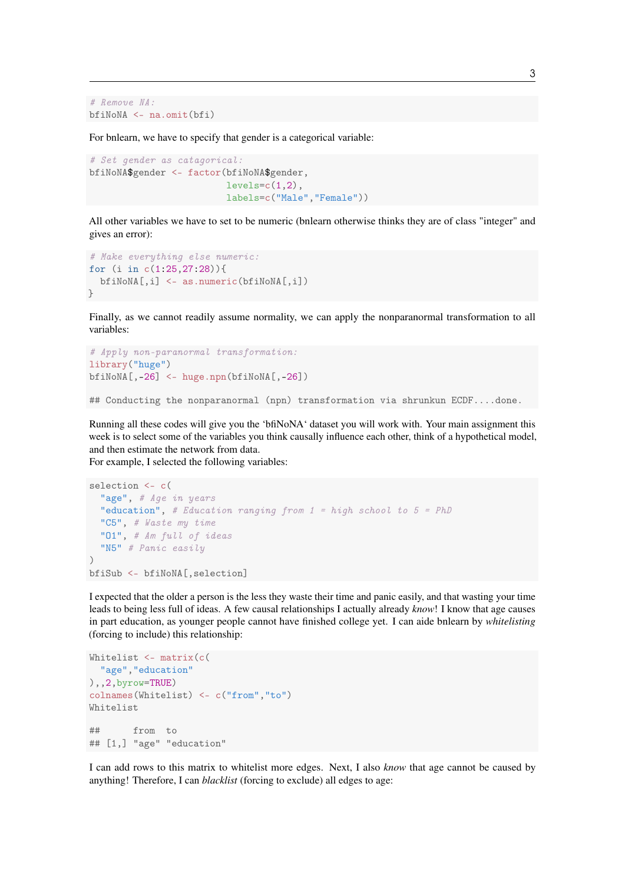```
# Remove NA:
bfiNoNA <- na.omit(bfi)
```

For bnlearn, we have to specify that gender is a categorical variable:

```
# Set gender as catagorical:
bfiNoNA$gender <- factor(bfiNoNA$gender,
                         levels=c(1,2),
                         labels=c("Male","Female"))
```

All other variables we have to set to be numeric (bnlearn otherwise thinks they are of class "integer" and gives an error):

```
# Make everything else numeric:
for (i in c(1:25,27:28)){
  bfiNoNA[,i] <- as.numeric(bfiNoNA[,i])
}
```

Finally, as we cannot readily assume normality, we can apply the nonparanormal transformation to all variables:

```
# Apply non-paranormal transformation:
library("huge")
bfiNoNA[,-26] <- huge.npn(bfiNoNA[,-26])

## Conducting the nonparanormal (npn) transformation via shrunkun ECDF....done.
```

Running all these codes will give you the 'bfiNoNA' dataset you will work with. Your main assignment this week is to select some of the variables you think causally influence each other, think of a hypothetical model, and then estimate the network from data.
For example, I selected the following variables:

```
selection <- c(
  "age", # Age in years
  "education", # Education ranging from 1 = high school to 5 = PhD
  "C5", # Waste my time
  "O1", # Am full of ideas
  "N5" # Panic easily
)
bfiSub <- bfiNoNA[,selection]
```

I expected that the older a person is the less they waste their time and panic easily, and that wasting your time leads to being less full of ideas. A few causal relationships I actually already *know*! I know that age causes in part education, as younger people cannot have finished college yet. I can aide bnlearn by *whitelisting* (forcing to include) this relationship:

```
Whitelist <- matrix(c(
  "age","education"
),,2,byrow=TRUE)
colnames(Whitelist) <- c("from","to")
Whitelist

##      from  to
## [1,] "age" "education"
```

I can add rows to this matrix to whitelist more edges. Next, I also *know* that age cannot be caused by anything! Therefore, I can *blacklist* (forcing to exclude) all edges to age: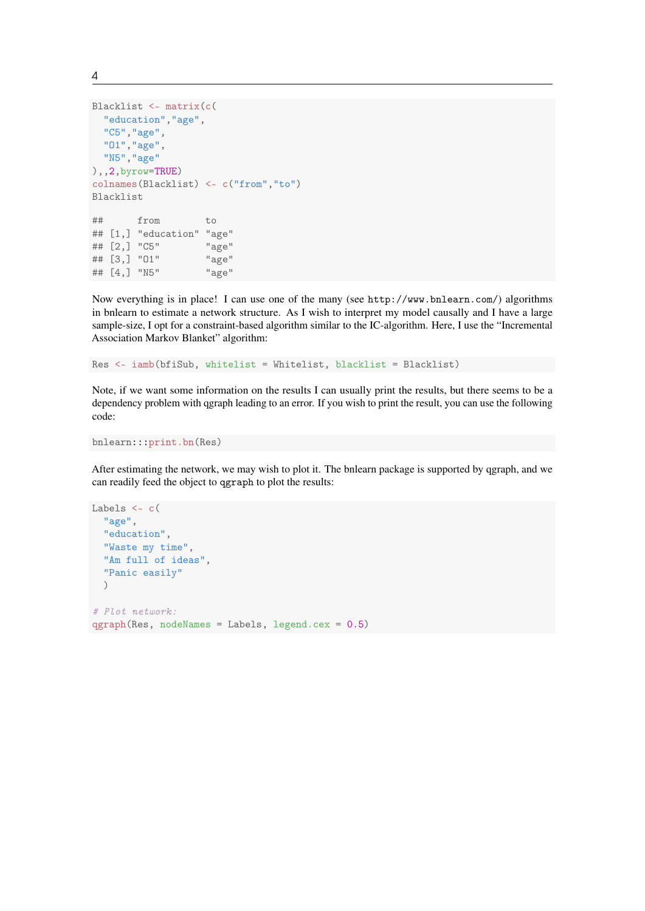```
Blacklist <- matrix(c(
  "education","age",
  "C5","age",
  "O1","age",
  "N5","age"
),,2,byrow=TRUE)
colnames(Blacklist) <- c("from","to")
Blacklist

##      from        to
## [1,] "education" "age"
## [2,] "C5"        "age"
## [3,] "O1"        "age"
## [4,] "N5"        "age"
```

Now everything is in place! I can use one of the many (see http://www.bnlearn.com/) algorithms in bnlearn to estimate a network structure. As I wish to interpret my model causally and I have a large sample-size, I opt for a constraint-based algorithm similar to the IC-algorithm. Here, I use the "Incremental Association Markov Blanket" algorithm:

```
Res <- iamb(bfiSub, whitelist = Whitelist, blacklist = Blacklist)
```

Note, if we want some information on the results I can usually print the results, but there seems to be a dependency problem with qgraph leading to an error. If you wish to print the result, you can use the following code:

```
bnlearn:::print.bn(Res)
```

After estimating the network, we may wish to plot it. The bnlearn package is supported by qgraph, and we can readily feed the object to `qgraph` to plot the results:

```
Labels <- c(
  "age",
  "education",
  "Waste my time",
  "Am full of ideas",
  "Panic easily"
  )

# Plot network:
qgraph(Res, nodeNames = Labels, legend.cex = 0.5)
```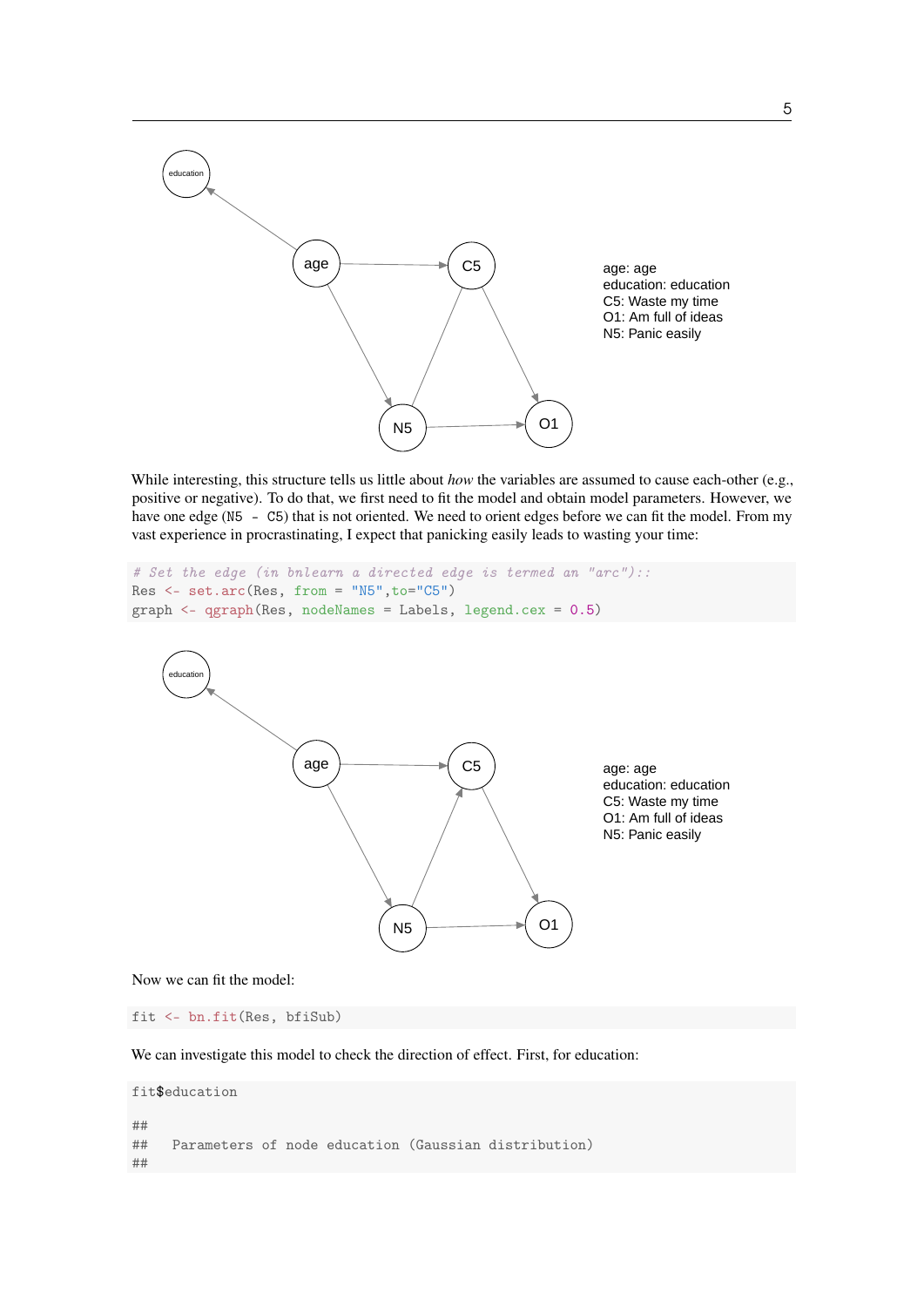While interesting, this structure tells us little about *how* the variables are assumed to cause each-other (e.g., positive or negative). To do that, we first need to fit the model and obtain model parameters. However, we have one edge (`N5 - C5`) that is not oriented. We need to orient edges before we can fit the model. From my vast experience in procrastinating, I expect that panicking easily leads to wasting your time:

```
# Set the edge (in bnlearn a directed edge is termed an "arc")::
Res <- set.arc(Res, from = "N5",to="C5")
graph <- qgraph(Res, nodeNames = Labels, legend.cex = 0.5)
```

Now we can fit the model:

```
fit <- bn.fit(Res, bfiSub)
```

We can investigate this model to check the direction of effect. First, for education:

```
fit$education

##
##   Parameters of node education (Gaussian distribution)
##
```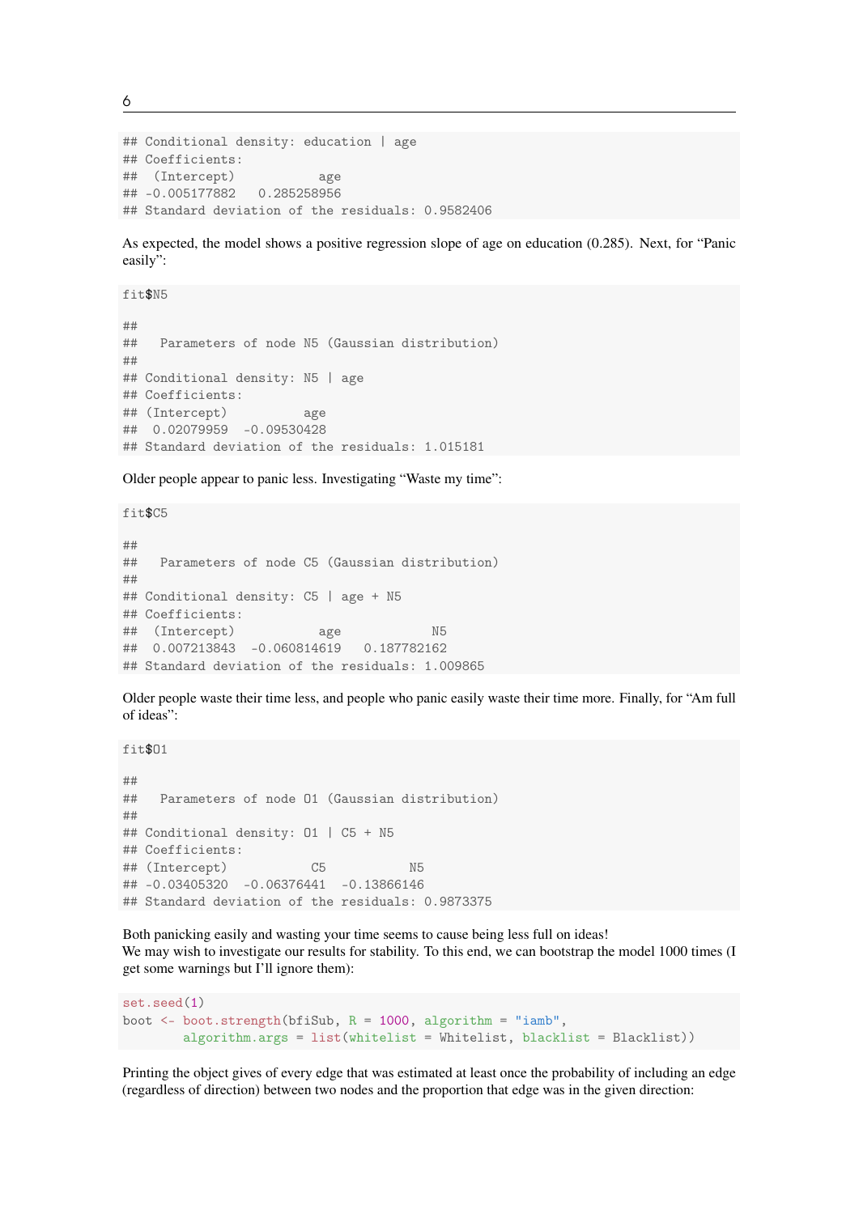```
## Conditional density: education | age
## Coefficients:
##  (Intercept)           age
## -0.005177882   0.285258956
## Standard deviation of the residuals: 0.9582406
```

As expected, the model shows a positive regression slope of age on education (0.285). Next, for "Panic easily":

```
fit$N5

##
##   Parameters of node N5 (Gaussian distribution)
##
## Conditional density: N5 | age
## Coefficients:
## (Intercept)          age
##  0.02079959  -0.09530428
## Standard deviation of the residuals: 1.015181
```

Older people appear to panic less. Investigating "Waste my time":

```
fit$C5

##
##   Parameters of node C5 (Gaussian distribution)
##
## Conditional density: C5 | age + N5
## Coefficients:
##  (Intercept)           age            N5
##  0.007213843  -0.060814619   0.187782162
## Standard deviation of the residuals: 1.009865
```

Older people waste their time less, and people who panic easily waste their time more. Finally, for "Am full of ideas":

```
fit$O1

##
##   Parameters of node O1 (Gaussian distribution)
##
## Conditional density: O1 | C5 + N5
## Coefficients:
## (Intercept)           C5           N5
## -0.03405320  -0.06376441  -0.13866146
## Standard deviation of the residuals: 0.9873375
```

Both panicking easily and wasting your time seems to cause being less full on ideas!
We may wish to investigate our results for stability. To this end, we can bootstrap the model 1000 times (I get some warnings but I'll ignore them):

```
set.seed(1)
boot <- boot.strength(bfiSub, R = 1000, algorithm = "iamb",
        algorithm.args = list(whitelist = Whitelist, blacklist = Blacklist))
```

Printing the object gives of every edge that was estimated at least once the probability of including an edge (regardless of direction) between two nodes and the proportion that edge was in the given direction: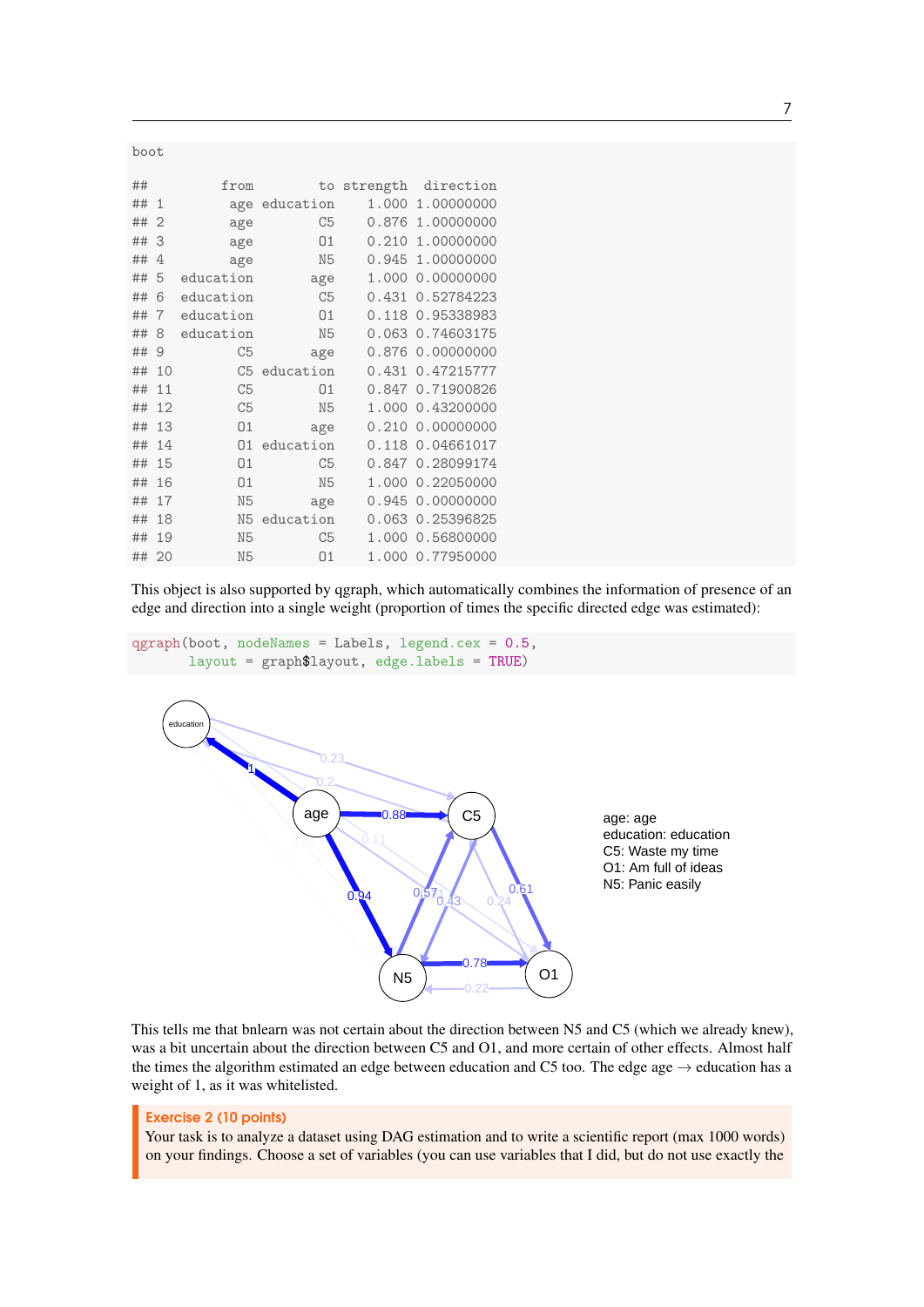```
boot
```

```
##         from        to strength  direction
## 1        age education    1.000 1.00000000
## 2        age        C5    0.876 1.00000000
## 3        age        O1    0.210 1.00000000
## 4        age        N5    0.945 1.00000000
## 5  education       age    1.000 0.00000000
## 6  education        C5    0.431 0.52784223
## 7  education        O1    0.118 0.95338983
## 8  education        N5    0.063 0.74603175
## 9         C5       age    0.876 0.00000000
## 10        C5 education    0.431 0.47215777
## 11        C5        O1    0.847 0.71900826
## 12        C5        N5    1.000 0.43200000
## 13        O1       age    0.210 0.00000000
## 14        O1 education    0.118 0.04661017
## 15        O1        C5    0.847 0.28099174
## 16        O1        N5    1.000 0.22050000
## 17        N5       age    0.945 0.00000000
## 18        N5 education    0.063 0.25396825
## 19        N5        C5    1.000 0.56800000
## 20        N5        O1    1.000 0.77950000
```

This object is also supported by qgraph, which automatically combines the information of presence of an edge and direction into a single weight (proportion of times the specific directed edge was estimated):

```
qgraph(boot, nodeNames = Labels, legend.cex = 0.5,
       layout = graph$layout, edge.labels = TRUE)
```

This tells me that bnlearn was not certain about the direction between N5 and C5 (which we already knew), was a bit uncertain about the direction between C5 and O1, and more certain of other effects. Almost half the times the algorithm estimated an edge between education and C5 too. The edge age → education has a weight of 1, as it was whitelisted.

**Exercise 2 (10 points)**

Your task is to analyze a dataset using DAG estimation and to write a scientific report (max 1000 words) on your findings. Choose a set of variables (you can use variables that I did, but do not use exactly the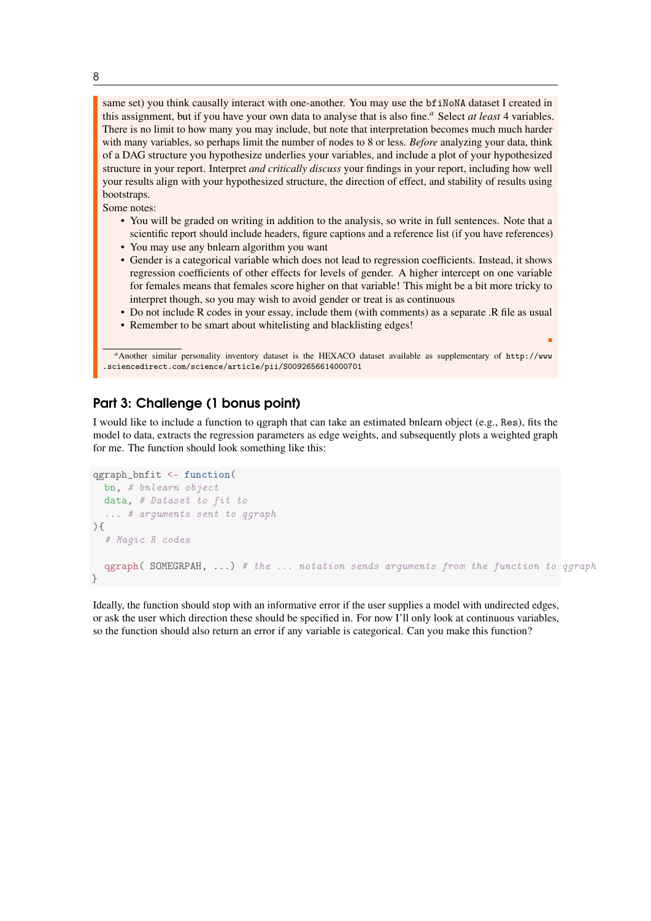same set) you think causally interact with one-another. You may use the `bfiNoNA` dataset I created in this assignment, but if you have your own data to analyse that is also fine.[a] Select *at least* 4 variables. There is no limit to how many you may include, but note that interpretation becomes much much harder with many variables, so perhaps limit the number of nodes to 8 or less. *Before* analyzing your data, think of a DAG structure you hypothesize underlies your variables, and include a plot of your hypothesized structure in your report. Interpret *and critically discuss* your findings in your report, including how well your results align with your hypothesized structure, the direction of effect, and stability of results using bootstraps.

Some notes:

- You will be graded on writing in addition to the analysis, so write in full sentences. Note that a scientific report should include headers, figure captions and a reference list (if you have references)
- You may use any bnlearn algorithm you want
- Gender is a categorical variable which does not lead to regression coefficients. Instead, it shows regression coefficients of other effects for levels of gender. A higher intercept on one variable for females means that females score higher on that variable! This might be a bit more tricky to interpret though, so you may wish to avoid gender or treat is as continuous
- Do not include R codes in your essay, include them (with comments) as a separate .R file as usual
- Remember to be smart about whitelisting and blacklisting edges!

[a] Another similar personality inventory dataset is the HEXACO dataset available as supplementary of `http://www.sciencedirect.com/science/article/pii/S0092656614000701`

## Part 3: Challenge (1 bonus point)

I would like to include a function to qgraph that can take an estimated bnlearn object (e.g., `Res`), fits the model to data, extracts the regression parameters as edge weights, and subsequently plots a weighted graph for me. The function should look something like this:

```
qgraph_bnfit <- function(
  bn, # bnlearn object
  data, # Dataset to fit to
  ... # arguments sent to qgraph
){
  # Magic R codes

  qgraph( SOMEGRPAH, ...) # the ... notation sends arguments from the function to qgraph
}
```

Ideally, the function should stop with an informative error if the user supplies a model with undirected edges, or ask the user which direction these should be specified in. For now I'll only look at continuous variables, so the function should also return an error if any variable is categorical. Can you make this function?